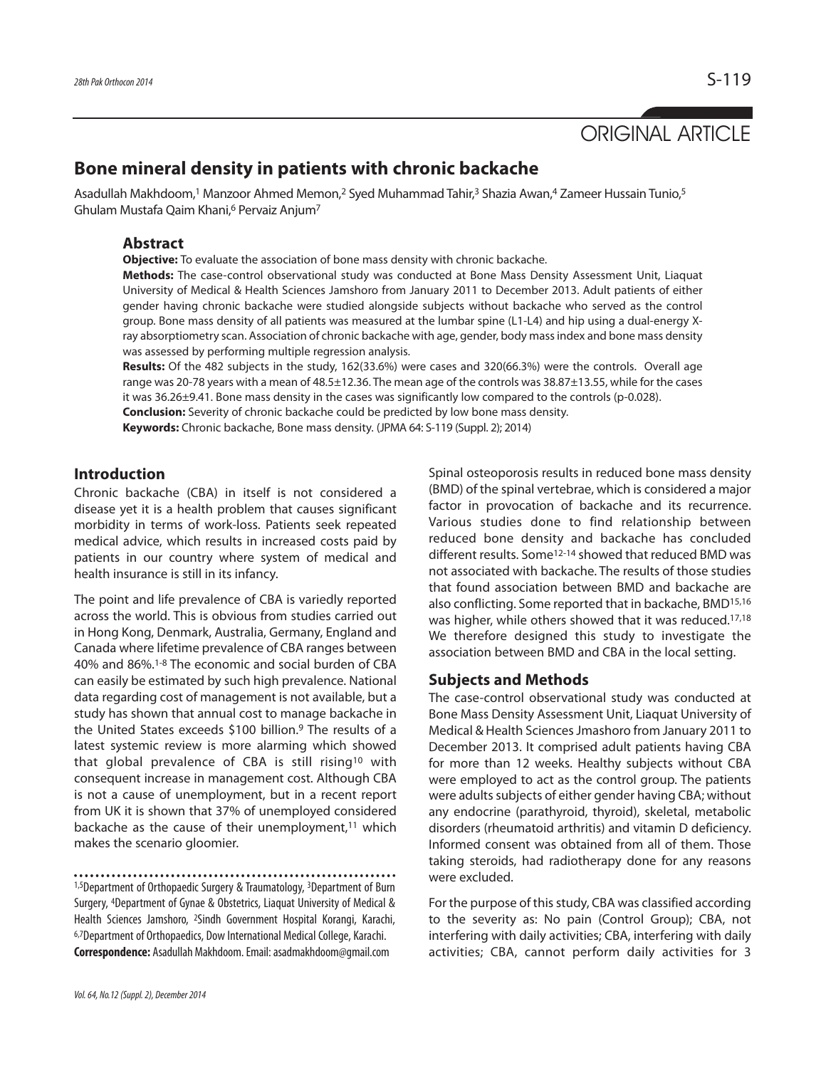ORIGINAL ARTICLE

# Bone mineral density in patients with chronic backache

Asadullah Makhdoom,[1] Manzoor Ahmed Memon,[2] Syed Muhammad Tahir,[3] Shazia Awan,[4] Zameer Hussain Tunio,[5] Ghulam Mustafa Qaim Khani,[6] Pervaiz Anjum[7]

## Abstract

**Objective:** To evaluate the association of bone mass density with chronic backache.

**Methods:** The case-control observational study was conducted at Bone Mass Density Assessment Unit, Liaquat University of Medical & Health Sciences Jamshoro from January 2011 to December 2013. Adult patients of either gender having chronic backache were studied alongside subjects without backache who served as the control group. Bone mass density of all patients was measured at the lumbar spine (L1-L4) and hip using a dual-energy X-ray absorptiometry scan. Association of chronic backache with age, gender, body mass index and bone mass density was assessed by performing multiple regression analysis.

**Results:** Of the 482 subjects in the study, 162(33.6%) were cases and 320(66.3%) were the controls. Overall age range was 20-78 years with a mean of 48.5±12.36. The mean age of the controls was 38.87±13.55, while for the cases it was 36.26±9.41. Bone mass density in the cases was significantly low compared to the controls (p-0.028).

**Conclusion:** Severity of chronic backache could be predicted by low bone mass density.

**Keywords:** Chronic backache, Bone mass density. (JPMA 64: S-119 (Suppl. 2); 2014)

## Introduction

Chronic backache (CBA) in itself is not considered a disease yet it is a health problem that causes significant morbidity in terms of work-loss. Patients seek repeated medical advice, which results in increased costs paid by patients in our country where system of medical and health insurance is still in its infancy.

The point and life prevalence of CBA is variedly reported across the world. This is obvious from studies carried out in Hong Kong, Denmark, Australia, Germany, England and Canada where lifetime prevalence of CBA ranges between 40% and 86%.[1-8] The economic and social burden of CBA can easily be estimated by such high prevalence. National data regarding cost of management is not available, but a study has shown that annual cost to manage backache in the United States exceeds \$100 billion.[9] The results of a latest systemic review is more alarming which showed that global prevalence of CBA is still rising[10] with consequent increase in management cost. Although CBA is not a cause of unemployment, but in a recent report from UK it is shown that 37% of unemployed considered backache as the cause of their unemployment,[11] which makes the scenario gloomier.

Spinal osteoporosis results in reduced bone mass density (BMD) of the spinal vertebrae, which is considered a major factor in provocation of backache and its recurrence. Various studies done to find relationship between reduced bone density and backache has concluded different results. Some[12-14] showed that reduced BMD was not associated with backache. The results of those studies that found association between BMD and backache are also conflicting. Some reported that in backache, BMD[15,16] was higher, while others showed that it was reduced.[17,18] We therefore designed this study to investigate the association between BMD and CBA in the local setting.

## Subjects and Methods

The case-control observational study was conducted at Bone Mass Density Assessment Unit, Liaquat University of Medical & Health Sciences Jmashoro from January 2011 to December 2013. It comprised adult patients having CBA for more than 12 weeks. Healthy subjects without CBA were employed to act as the control group. The patients were adults subjects of either gender having CBA; without any endocrine (parathyroid, thyroid), skeletal, metabolic disorders (rheumatoid arthritis) and vitamin D deficiency. Informed consent was obtained from all of them. Those taking steroids, had radiotherapy done for any reasons were excluded.

For the purpose of this study, CBA was classified according to the severity as: No pain (Control Group); CBA, not interfering with daily activities; CBA, interfering with daily activities; CBA, cannot perform daily activities for 3

[1,5]Department of Orthopaedic Surgery & Traumatology, [3]Department of Burn Surgery, [4]Department of Gynae & Obstetrics, Liaquat University of Medical & Health Sciences Jamshoro, [2]Sindh Government Hospital Korangi, Karachi, [6,7]Department of Orthopaedics, Dow International Medical College, Karachi.

**Correspondence:** Asadullah Makhdoom. Email: asadmakhdoom@gmail.com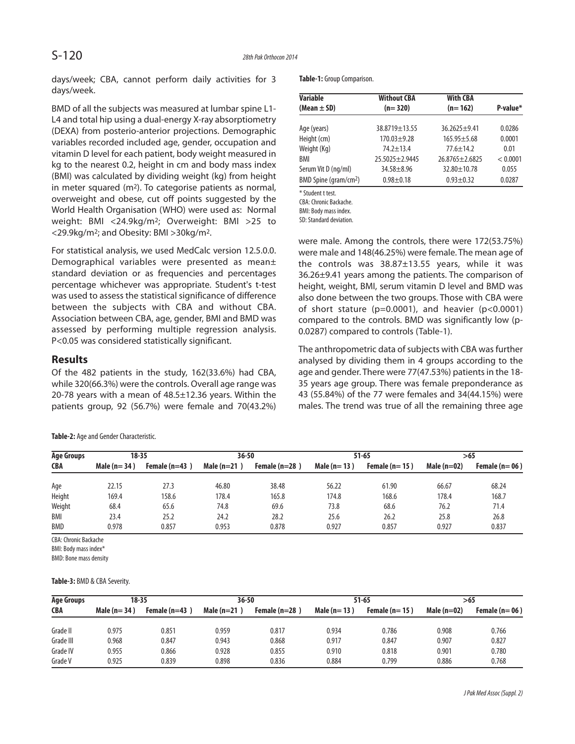days/week; CBA, cannot perform daily activities for 3 days/week.

BMD of all the subjects was measured at lumbar spine L1-L4 and total hip using a dual-energy X-ray absorptiometry (DEXA) from posterio-anterior projections. Demographic variables recorded included age, gender, occupation and vitamin D level for each patient, body weight measured in kg to the nearest 0.2, height in cm and body mass index (BMI) was calculated by dividing weight (kg) from height in meter squared ($m^2$). To categorise patients as normal, overweight and obese, cut off points suggested by the World Health Organisation (WHO) were used as: Normal weight: BMI <24.9kg/$m^2$; Overweight: BMI >25 to <29.9kg/$m^2$; and Obesity: BMI >30kg/$m^2$.

For statistical analysis, we used MedCalc version 12.5.0.0. Demographical variables were presented as mean± standard deviation or as frequencies and percentages percentage whichever was appropriate. Student's t-test was used to assess the statistical significance of difference between the subjects with CBA and without CBA. Association between CBA, age, gender, BMI and BMD was assessed by performing multiple regression analysis. P<0.05 was considered statistically significant.

## Results

Of the 482 patients in the study, 162(33.6%) had CBA, while 320(66.3%) were the controls. Overall age range was 20-78 years with a mean of 48.5±12.36 years. Within the patients group, 92 (56.7%) were female and 70(43.2%) were male. Among the controls, there were 172(53.75%) were male and 148(46.25%) were female. The mean age of the controls was 38.87±13.55 years, while it was 36.26±9.41 years among the patients. The comparison of height, weight, BMI, serum vitamin D level and BMD was also done between the two groups. Those with CBA were of short stature (p=0.0001), and heavier (p<0.0001) compared to the controls. BMD was significantly low (p-0.0287) compared to controls (Table-1).

**Table-1:** Group Comparison.

| Variable (Mean ± SD) | Without CBA (n= 320) | With CBA (n= 162) | P-value* |
|---|---|---|---|
| Age (years) | 38.8719±13.55 | 36.2625±9.41 | 0.0286 |
| Height (cm) | 170.03±9.28 | 165.95±5.68 | 0.0001 |
| Weight (Kg) | 74.2±13.4 | 77.6±14.2 | 0.01 |
| BMI | 25.5025±2.9445 | 26.8765±2.6825 | < 0.0001 |
| Serum Vit D (ng/ml) | 34.58±8.96 | 32.80±10.78 | 0.055 |
| BMD Spine (gram/cm$^2$) | 0.98±0.18 | 0.93±0.32 | 0.0287 |

\* Student t test.
CBA: Chronic Backache.
BMI: Body mass index.
SD: Standard deviation.

The anthropometric data of subjects with CBA was further analysed by dividing them in 4 groups according to the age and gender. There were 77(47.53%) patients in the 18-35 years age group. There was female preponderance as 43 (55.84%) of the 77 were females and 34(44.15%) were males. The trend was true of all the remaining three age

**Table-2:** Age and Gender Characteristic.

| Age Groups | 18-35 | | 36-50 | | 51-65 | | >65 | |
|---|---|---|---|---|---|---|---|---|
| CBA | Male (n= 34 ) | Female (n=43 ) | Male (n=21 ) | Female (n=28 ) | Male (n= 13 ) | Female (n= 15 ) | Male (n=02) | Female (n= 06 ) |
| Age | 22.15 | 27.3 | 46.80 | 38.48 | 56.22 | 61.90 | 66.67 | 68.24 |
| Height | 169.4 | 158.6 | 178.4 | 165.8 | 174.8 | 168.6 | 178.4 | 168.7 |
| Weight | 68.4 | 65.6 | 74.8 | 69.6 | 73.8 | 68.6 | 76.2 | 71.4 |
| BMI | 23.4 | 25.2 | 24.2 | 28.2 | 25.6 | 26.2 | 25.8 | 26.8 |
| BMD | 0.978 | 0.857 | 0.953 | 0.878 | 0.927 | 0.857 | 0.927 | 0.837 |

CBA: Chronic Backache
BMI: Body mass index*
BMD: Bone mass density

**Table-3:** BMD & CBA Severity.

| Age Groups | 18-35 | | 36-50 | | 51-65 | | >65 | |
|---|---|---|---|---|---|---|---|---|
| CBA | Male (n= 34 ) | Female (n=43 ) | Male (n=21 ) | Female (n=28 ) | Male (n= 13 ) | Female (n= 15 ) | Male (n=02) | Female (n= 06 ) |
| Grade II | 0.975 | 0.851 | 0.959 | 0.817 | 0.934 | 0.786 | 0.908 | 0.766 |
| Grade III | 0.968 | 0.847 | 0.943 | 0.868 | 0.917 | 0.847 | 0.907 | 0.827 |
| Grade IV | 0.955 | 0.866 | 0.928 | 0.855 | 0.910 | 0.818 | 0.901 | 0.780 |
| Grade V | 0.925 | 0.839 | 0.898 | 0.836 | 0.884 | 0.799 | 0.886 | 0.768 |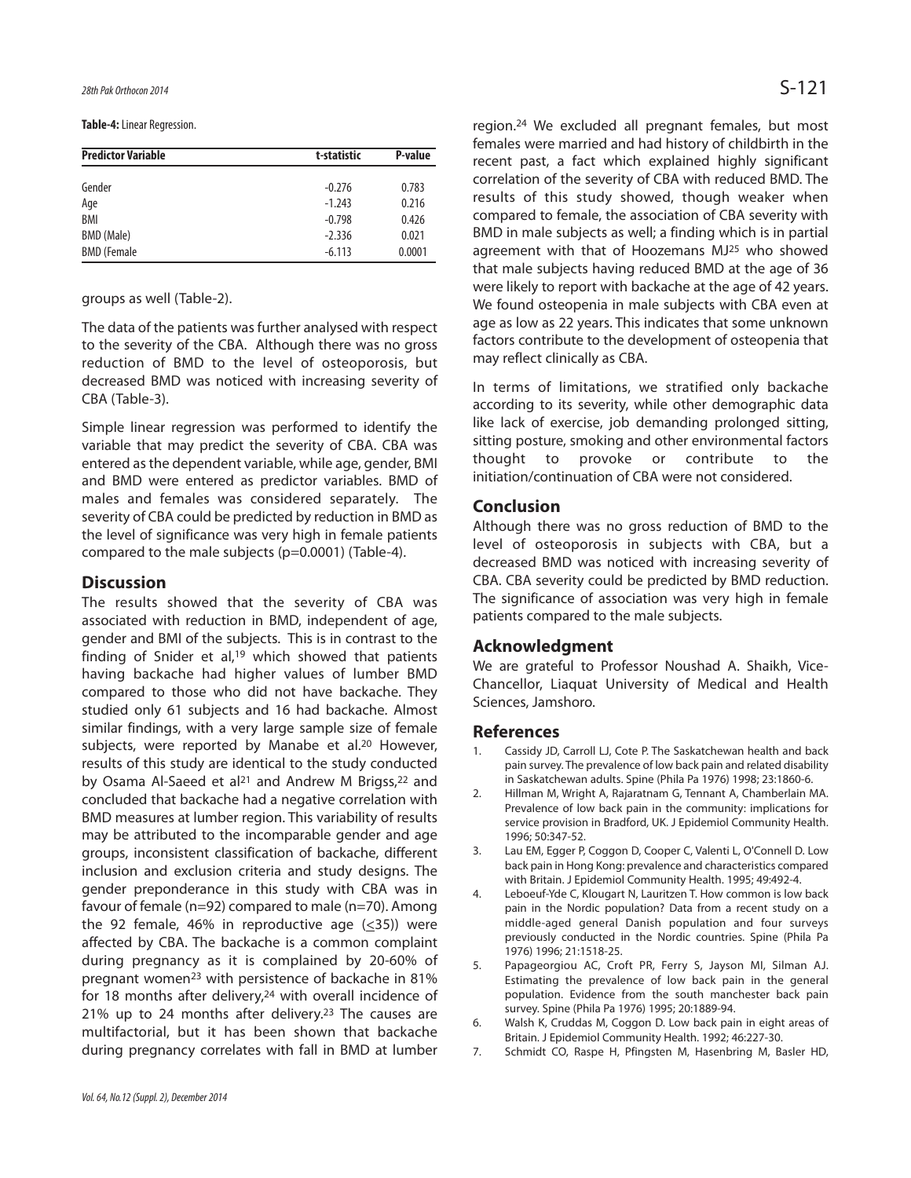**Table-4:** Linear Regression.

| Predictor Variable | t-statistic | P-value |
|---|---|---|
| Gender | -0.276 | 0.783 |
| Age | -1.243 | 0.216 |
| BMI | -0.798 | 0.426 |
| BMD (Male) | -2.336 | 0.021 |
| BMD (Female | -6.113 | 0.0001 |

groups as well (Table-2).

The data of the patients was further analysed with respect to the severity of the CBA. Although there was no gross reduction of BMD to the level of osteoporosis, but decreased BMD was noticed with increasing severity of CBA (Table-3).

Simple linear regression was performed to identify the variable that may predict the severity of CBA. CBA was entered as the dependent variable, while age, gender, BMI and BMD were entered as predictor variables. BMD of males and females was considered separately. The severity of CBA could be predicted by reduction in BMD as the level of significance was very high in female patients compared to the male subjects (p=0.0001) (Table-4).

## Discussion

The results showed that the severity of CBA was associated with reduction in BMD, independent of age, gender and BMI of the subjects. This is in contrast to the finding of Snider et al,[19] which showed that patients having backache had higher values of lumber BMD compared to those who did not have backache. They studied only 61 subjects and 16 had backache. Almost similar findings, with a very large sample size of female subjects, were reported by Manabe et al.[20] However, results of this study are identical to the study conducted by Osama Al-Saeed et al[21] and Andrew M Brigss,[22] and concluded that backache had a negative correlation with BMD measures at lumber region. This variability of results may be attributed to the incomparable gender and age groups, inconsistent classification of backache, different inclusion and exclusion criteria and study designs. The gender preponderance in this study with CBA was in favour of female (n=92) compared to male (n=70). Among the 92 female, 46% in reproductive age (<35)) were affected by CBA. The backache is a common complaint during pregnancy as it is complained by 20-60% of pregnant women[23] with persistence of backache in 81% for 18 months after delivery,[24] with overall incidence of 21% up to 24 months after delivery.[23] The causes are multifactorial, but it has been shown that backache during pregnancy correlates with fall in BMD at lumber region.[24] We excluded all pregnant females, but most females were married and had history of childbirth in the recent past, a fact which explained highly significant correlation of the severity of CBA with reduced BMD. The results of this study showed, though weaker when compared to female, the association of CBA severity with BMD in male subjects as well; a finding which is in partial agreement with that of Hoozemans MJ[25] who showed that male subjects having reduced BMD at the age of 36 were likely to report with backache at the age of 42 years. We found osteopenia in male subjects with CBA even at age as low as 22 years. This indicates that some unknown factors contribute to the development of osteopenia that may reflect clinically as CBA.

In terms of limitations, we stratified only backache according to its severity, while other demographic data like lack of exercise, job demanding prolonged sitting, sitting posture, smoking and other environmental factors thought to provoke or contribute to the initiation/continuation of CBA were not considered.

## Conclusion

Although there was no gross reduction of BMD to the level of osteoporosis in subjects with CBA, but a decreased BMD was noticed with increasing severity of CBA. CBA severity could be predicted by BMD reduction. The significance of association was very high in female patients compared to the male subjects.

## Acknowledgment

We are grateful to Professor Noushad A. Shaikh, Vice-Chancellor, Liaquat University of Medical and Health Sciences, Jamshoro.

## References

1. Cassidy JD, Carroll LJ, Cote P. The Saskatchewan health and back pain survey. The prevalence of low back pain and related disability in Saskatchewan adults. Spine (Phila Pa 1976) 1998; 23:1860-6.
2. Hillman M, Wright A, Rajaratnam G, Tennant A, Chamberlain MA. Prevalence of low back pain in the community: implications for service provision in Bradford, UK. J Epidemiol Community Health. 1996; 50:347-52.
3. Lau EM, Egger P, Coggon D, Cooper C, Valenti L, O'Connell D. Low back pain in Hong Kong: prevalence and characteristics compared with Britain. J Epidemiol Community Health. 1995; 49:492-4.
4. Leboeuf-Yde C, Klougart N, Lauritzen T. How common is low back pain in the Nordic population? Data from a recent study on a middle-aged general Danish population and four surveys previously conducted in the Nordic countries. Spine (Phila Pa 1976) 1996; 21:1518-25.
5. Papageorgiou AC, Croft PR, Ferry S, Jayson MI, Silman AJ. Estimating the prevalence of low back pain in the general population. Evidence from the south manchester back pain survey. Spine (Phila Pa 1976) 1995; 20:1889-94.
6. Walsh K, Cruddas M, Coggon D. Low back pain in eight areas of Britain. J Epidemiol Community Health. 1992; 46:227-30.
7. Schmidt CO, Raspe H, Pfingsten M, Hasenbring M, Basler HD,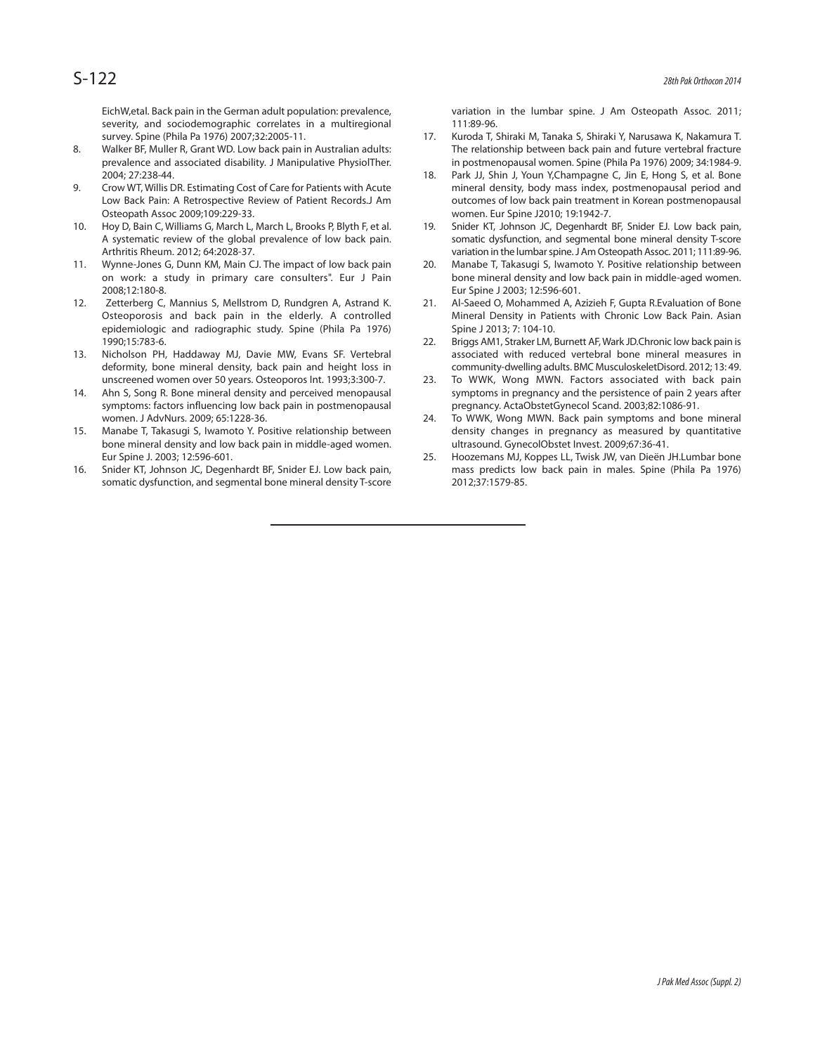EichW,etal. Back pain in the German adult population: prevalence, severity, and sociodemographic correlates in a multiregional survey. Spine (Phila Pa 1976) 2007;32:2005-11.

8. Walker BF, Muller R, Grant WD. Low back pain in Australian adults: prevalence and associated disability. J Manipulative PhysiolTher. 2004; 27:238-44.
9. Crow WT, Willis DR. Estimating Cost of Care for Patients with Acute Low Back Pain: A Retrospective Review of Patient Records.J Am Osteopath Assoc 2009;109:229-33.
10. Hoy D, Bain C, Williams G, March L, March L, Brooks P, Blyth F, et al. A systematic review of the global prevalence of low back pain. Arthritis Rheum. 2012; 64:2028-37.
11. Wynne-Jones G, Dunn KM, Main CJ. The impact of low back pain on work: a study in primary care consulters". Eur J Pain 2008;12:180-8.
12. Zetterberg C, Mannius S, Mellstrom D, Rundgren A, Astrand K. Osteoporosis and back pain in the elderly. A controlled epidemiologic and radiographic study. Spine (Phila Pa 1976) 1990;15:783-6.
13. Nicholson PH, Haddaway MJ, Davie MW, Evans SF. Vertebral deformity, bone mineral density, back pain and height loss in unscreened women over 50 years. Osteoporos Int. 1993;3:300-7.
14. Ahn S, Song R. Bone mineral density and perceived menopausal symptoms: factors influencing low back pain in postmenopausal women. J AdvNurs. 2009; 65:1228-36.
15. Manabe T, Takasugi S, Iwamoto Y. Positive relationship between bone mineral density and low back pain in middle-aged women. Eur Spine J. 2003; 12:596-601.
16. Snider KT, Johnson JC, Degenhardt BF, Snider EJ. Low back pain, somatic dysfunction, and segmental bone mineral density T-score variation in the lumbar spine. J Am Osteopath Assoc. 2011; 111:89-96.
17. Kuroda T, Shiraki M, Tanaka S, Shiraki Y, Narusawa K, Nakamura T. The relationship between back pain and future vertebral fracture in postmenopausal women. Spine (Phila Pa 1976) 2009; 34:1984-9.
18. Park JJ, Shin J, Youn Y,Champagne C, Jin E, Hong S, et al. Bone mineral density, body mass index, postmenopausal period and outcomes of low back pain treatment in Korean postmenopausal women. Eur Spine J2010; 19:1942-7.
19. Snider KT, Johnson JC, Degenhardt BF, Snider EJ. Low back pain, somatic dysfunction, and segmental bone mineral density T-score variation in the lumbar spine. J Am Osteopath Assoc. 2011; 111:89-96.
20. Manabe T, Takasugi S, Iwamoto Y. Positive relationship between bone mineral density and low back pain in middle-aged women. Eur Spine J 2003; 12:596-601.
21. Al-Saeed O, Mohammed A, Azizieh F, Gupta R.Evaluation of Bone Mineral Density in Patients with Chronic Low Back Pain. Asian Spine J 2013; 7: 104-10.
22. Briggs AM1, Straker LM, Burnett AF, Wark JD.Chronic low back pain is associated with reduced vertebral bone mineral measures in community-dwelling adults. BMC MusculoskeletDisord. 2012; 13: 49.
23. To WWK, Wong MWN. Factors associated with back pain symptoms in pregnancy and the persistence of pain 2 years after pregnancy. ActaObstetGynecol Scand. 2003;82:1086-91.
24. To WWK, Wong MWN. Back pain symptoms and bone mineral density changes in pregnancy as measured by quantitative ultrasound. GynecolObstet Invest. 2009;67:36-41.
25. Hoozemans MJ, Koppes LL, Twisk JW, van Dieën JH.Lumbar bone mass predicts low back pain in males. Spine (Phila Pa 1976) 2012;37:1579-85.